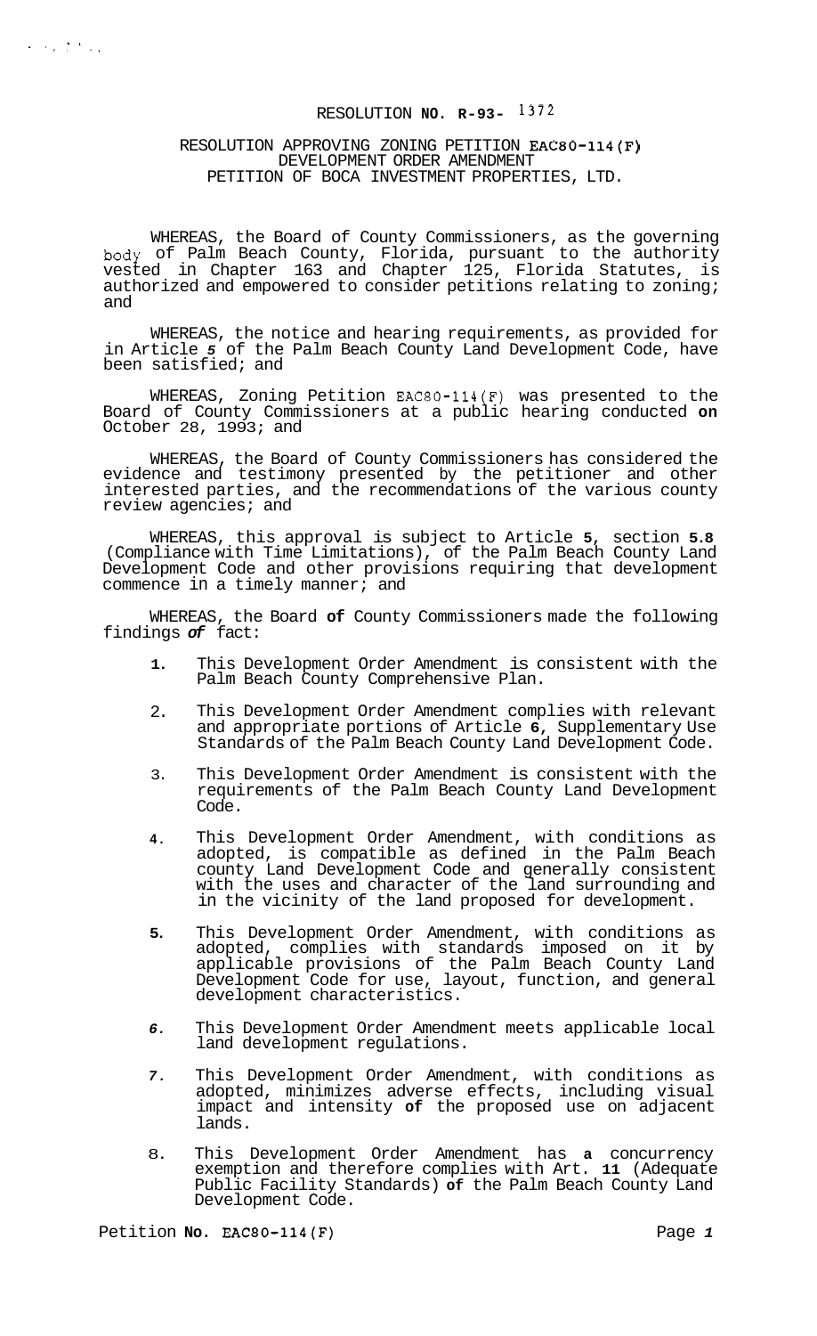# RESOLUTION NO. R-93- 1372

## RESOLUTION APPROVING ZONING PETITION EAC80-114(F) DEVELOPMENT ORDER AMENDMENT PETITION OF BOCA INVESTMENT PROPERTIES, LTD.

WHEREAS, the Board of County Commissioners, as the governing body of Palm Beach County, Florida, pursuant to the authority vested in Chapter 163 and Chapter 125, Florida Statutes, is authorized and empowered to consider petitions relating to zoning; and

WHEREAS, the notice and hearing requirements, as provided for in Article 5 of the Palm Beach County Land Development Code, have been satisfied; and

WHEREAS, Zoning Petition EAC80-114(F) was presented to the Board of County Commissioners at a public hearing conducted on October 28, 1993; and

WHEREAS, the Board of County Commissioners has considered the evidence and testimony presented by the petitioner and other interested parties, and the recommendations of the various county review agencies; and

WHEREAS, this approval is subject to Article 5, section 5.8 (Compliance with Time Limitations), of the Palm Beach County Land Development Code and other provisions requiring that development commence in a timely manner; and

WHEREAS, the Board of County Commissioners made the following findings of fact:

1. This Development Order Amendment is consistent with the Palm Beach County Comprehensive Plan.
2. This Development Order Amendment complies with relevant and appropriate portions of Article 6, Supplementary Use Standards of the Palm Beach County Land Development Code.
3. This Development Order Amendment is consistent with the requirements of the Palm Beach County Land Development Code.
4. This Development Order Amendment, with conditions as adopted, is compatible as defined in the Palm Beach county Land Development Code and generally consistent with the uses and character of the land surrounding and in the vicinity of the land proposed for development.
5. This Development Order Amendment, with conditions as adopted, complies with standards imposed on it by applicable provisions of the Palm Beach County Land Development Code for use, layout, function, and general development characteristics.
6. This Development Order Amendment meets applicable local land development regulations.
7. This Development Order Amendment, with conditions as adopted, minimizes adverse effects, including visual impact and intensity of the proposed use on adjacent lands.
8. This Development Order Amendment has a concurrency exemption and therefore complies with Art. 11 (Adequate Public Facility Standards) of the Palm Beach County Land Development Code.

Petition No. EAC80-114(F)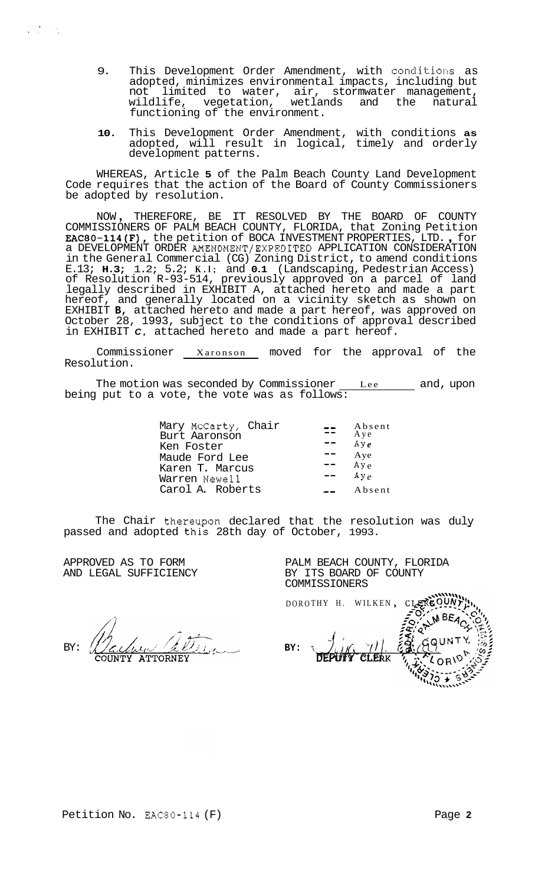9. This Development Order Amendment, with conditions as adopted, minimizes environmental impacts, including but not limited to water, air, stormwater management, wildlife, vegetation, wetlands and the natural functioning of the environment.

10. This Development Order Amendment, with conditions as adopted, will result in logical, timely and orderly development patterns.

WHEREAS, Article 5 of the Palm Beach County Land Development Code requires that the action of the Board of County Commissioners be adopted by resolution.

NOW, THEREFORE, BE IT RESOLVED BY THE BOARD OF COUNTY COMMISSIONERS OF PALM BEACH COUNTY, FLORIDA, that Zoning Petition EAC80-114(F), the petition of BOCA INVESTMENT PROPERTIES, LTD., for a DEVELOPMENT ORDER AMENDMENT/EXPEDITED APPLICATION CONSIDERATION in the General Commercial (CG) Zoning District, to amend conditions E.13; H.3; 1.2; 5.2; K.1; and 0.1 (Landscaping, Pedestrian Access) of Resolution R-93-514, previously approved on a parcel of land legally described in EXHIBIT A, attached hereto and made a part hereof, and generally located on a vicinity sketch as shown on EXHIBIT B, attached hereto and made a part hereof, was approved on October 28, 1993, subject to the conditions of approval described in EXHIBIT C, attached hereto and made a part hereof.

Commissioner Xaronson moved for the approval of the Resolution.

The motion was seconded by Commissioner Lee and, upon being put to a vote, the vote was as follows:

| | | |
|---|---|---|
| Mary McCarty, Chair | -- | Absent |
| Burt Aaronson | -- | Aye |
| Ken Foster | -- | Aye |
| Maude Ford Lee | -- | Aye |
| Karen T. Marcus | -- | Aye |
| Warren Newell | -- | Aye |
| Carol A. Roberts | -- | Absent |

The Chair thereupon declared that the resolution was duly passed and adopted this 28th day of October, 1993.

APPROVED AS TO FORM AND LEGAL SUFFICIENCY

BY: COUNTY ATTORNEY

PALM BEACH COUNTY, FLORIDA BY ITS BOARD OF COUNTY COMMISSIONERS

DOROTHY H. WILKEN, CLERK

BY: DEPUTY CLERK

Petition No. EAC80-114 (F)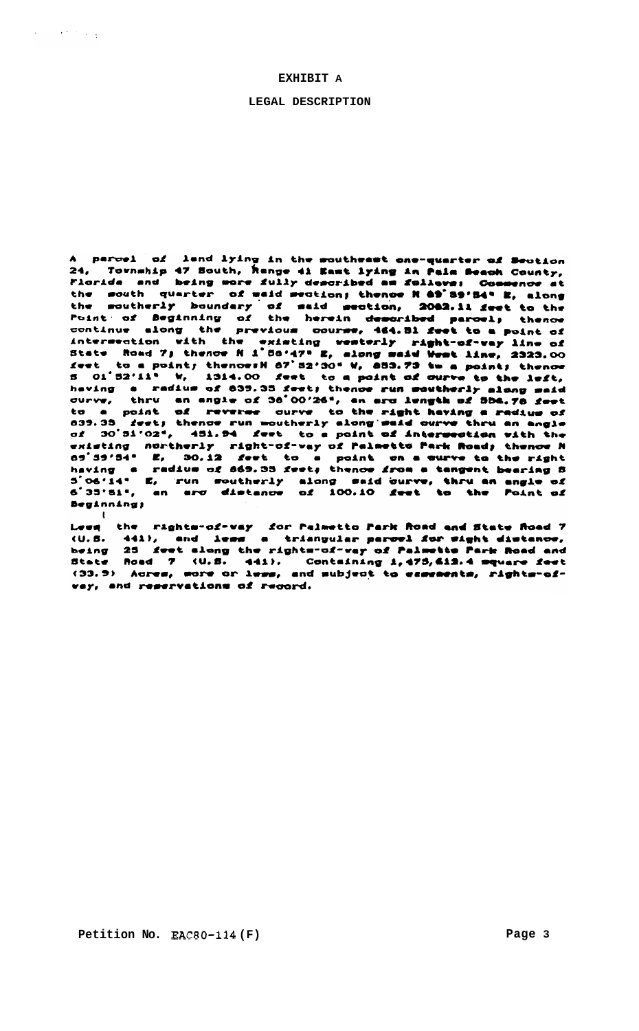# EXHIBIT A

## LEGAL DESCRIPTION

A parcel of land lying in the southeast one-quarter of Section 24, Township 47 South, Range 41 East lying in Palm Beach County, Florida and being more fully described as follows: Commence at the south quarter of said section; thence N 89°59'54" E, along the southerly boundary of said section, 2082.11 feet to the Point of Beginning of the herein described parcel; thence continue along the previous course, 464.51 feet to a point of intersection with the existing westerly right-of-way line of State Road 7; thence N 1°58'47" E, along said West line, 2323.00 feet to a point; thence: N 87°52'30" W, 853.73 to a point; thence S 01°52'11" W, 1314.00 feet to a point of curve to the left, having a radius of 839.35 feet; thence run southerly along said curve, thru an angle of 38°00'26", an arc length of 556.78 feet to a point of reverse curve to the right having a radius of 839.35 feet; thence run southerly along said curve thru an angle of 30°51'02", 451.94 feet to a point of intersection with the existing northerly right-of-way of Palmetto Park Road; thence N 89°59'54" E, 30.12 feet to a point on a curve to the right having a radius of 869.35 feet; thence from a tangent bearing S 5°06'14" E, run southerly along said curve, thru an angle of 6°35'51", an arc distance of 100.10 feet to the Point of Beginning;

Less the rights-of-way for Palmetto Park Road and State Road 7 (U.S. 441), and less a triangular parcel for sight distance, being 25 feet along the rights-of-way of Palmetto Park Road and State Road 7 (U.S. 441). Containing 1,475,612.4 square feet (33.9) Acres, more or less, and subject to easements, rights-of-way, and reservations of record.

Petition No. EAC80-114(F)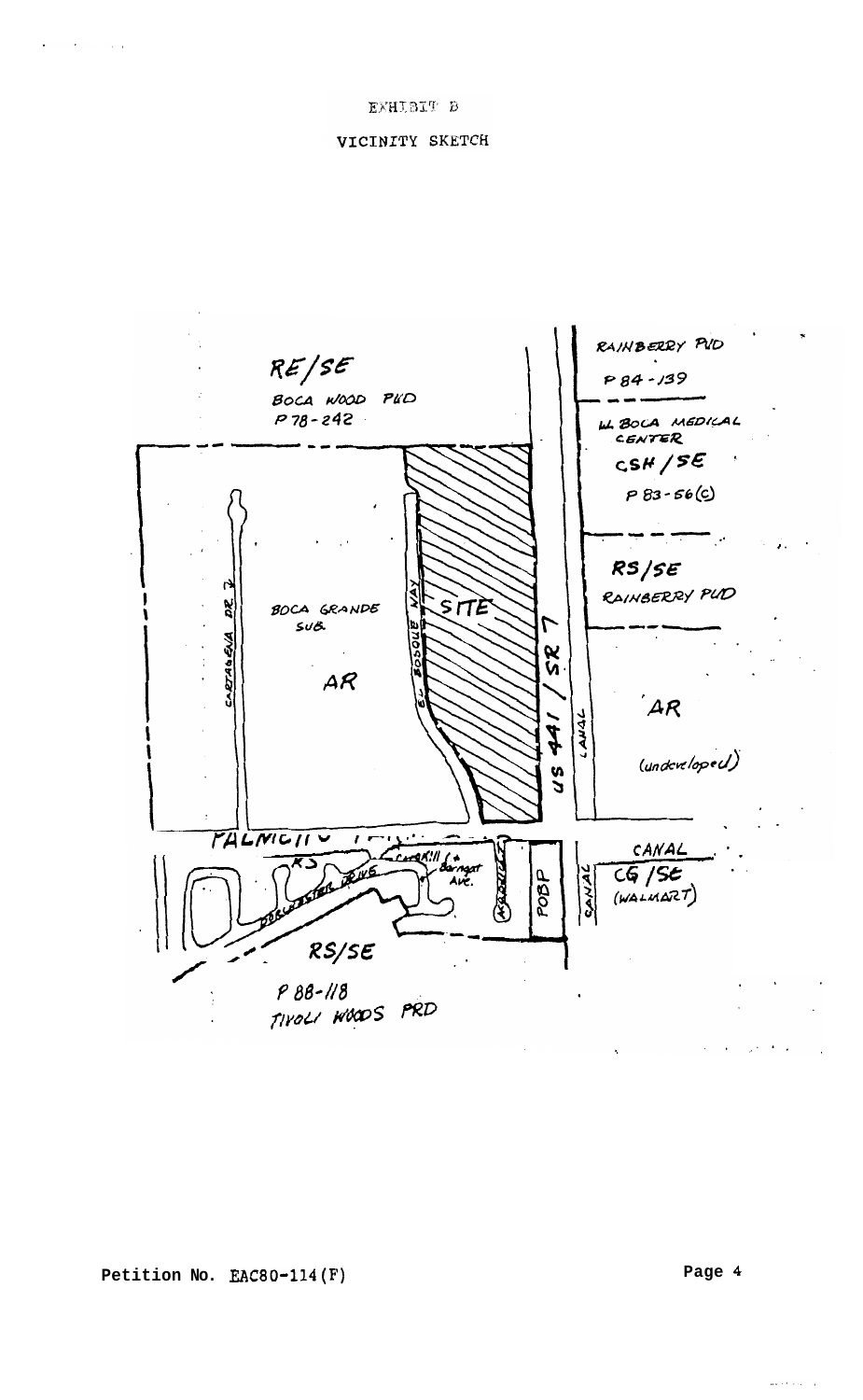EXHIBIT B

VICINITY SKETCH

RE/SE
BOCA WOOD PUD
P 78-242

RAINBERRY PUD
P 84-139

W. BOCA MEDICAL CENTER
CSH/SE
P 83-56(c)

RS/SE
RAINBERRY PUD

BOCA GRANDE SUB.

AR

CARTAGENA DR.

EL BOSQUE WAY

SITE

US 441 / SR 7

CANAL

AR
(undeveloped)

PALMETTO

RS

CATSKILL & Barnegat Ave.

DORCHESTER DRIVE

POBP

CANAL

CG/SE
(WALMART)

RS/SE

P 88-118
TIVOLI WOODS PRD

Petition No. EAC80-114(F)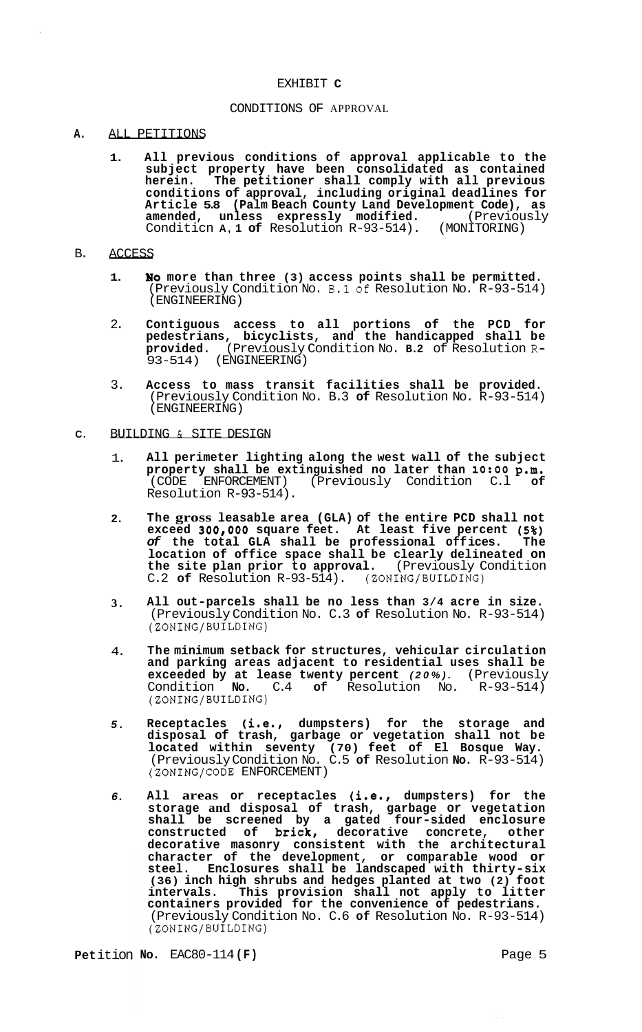EXHIBIT **C**

CONDITIONS OF APPROVAL

**A.** ALL PETITIONS

1. **All previous conditions of approval applicable to the subject property have been consolidated as contained herein. The petitioner shall comply with all previous conditions of approval, including original deadlines for Article 5.8 (Palm Beach County Land Development Code), as amended, unless expressly modified.** (Previously Conditicn **A, 1 of** Resolution R-93-514). (MONITORING)

B. ACCESS

1. **No more than three (3) access points shall be permitted.** (Previously Condition No. B.1 of Resolution No. R-93-514) (ENGINEERING)

2. **Contiguous access to all portions of the PCD for pedestrians, bicyclists, and the handicapped shall be provided.** (Previously Condition No. **B.2** of Resolution R-93-514) (ENGINEERING)

3. **Access to mass transit facilities shall be provided.** (Previously Condition No. B.3 **of** Resolution No. R-93-514) (ENGINEERING)

**C.** BUILDING & SITE DESIGN

1. **All perimeter lighting along the west wall of the subject property shall be extinguished no later than 10:00 p.m.** (CODE ENFORCEMENT) (Previously Condition C.1 **of** Resolution R-93-514).

2. **The gross leasable area (GLA) of the entire PCD shall not exceed 300,000 square feet. At least five percent (5%) *of* the total GLA shall be professional offices. The location of office space shall be clearly delineated on the site plan prior to approval.** (Previously Condition C.2 **of** Resolution R-93-514). (ZONING/BUILDING)

3. **All out-parcels shall be no less than 3/4 acre in size.** (Previously Condition No. C.3 **of** Resolution No. R-93-514) (ZONING/BUILDING)

4. **The minimum setback for structures, vehicular circulation and parking areas adjacent to residential uses shall be exceeded by at lease twenty percent *(20%).*** (Previously Condition **No.** C.4 **of** Resolution No. R-93-514) (ZONING/BUILDING)

5. **Receptacles (i.e., dumpsters) for the storage and disposal of trash, garbage or vegetation shall not be located within seventy (70) feet of El Bosque Way.** (Previously Condition No. C.5 **of** Resolution **No.** R-93-514) (ZONING/CODE ENFORCEMENT)

6. **All areas or receptacles (i.e., dumpsters) for the storage and disposal of trash, garbage or vegetation shall be screened by a gated four-sided enclosure constructed of brick, decorative concrete, other decorative masonry consistent with the architectural character of the development, or comparable wood or steel. Enclosures shall be landscaped with thirty-six (36) inch high shrubs and hedges planted at two (2) foot intervals. This provision shall not apply to litter containers provided for the convenience of pedestrians.** (Previously Condition No. C.6 **of** Resolution No. R-93-514) (ZONING/BUILDING)

**Petition No.** EAC80-114 **(F)**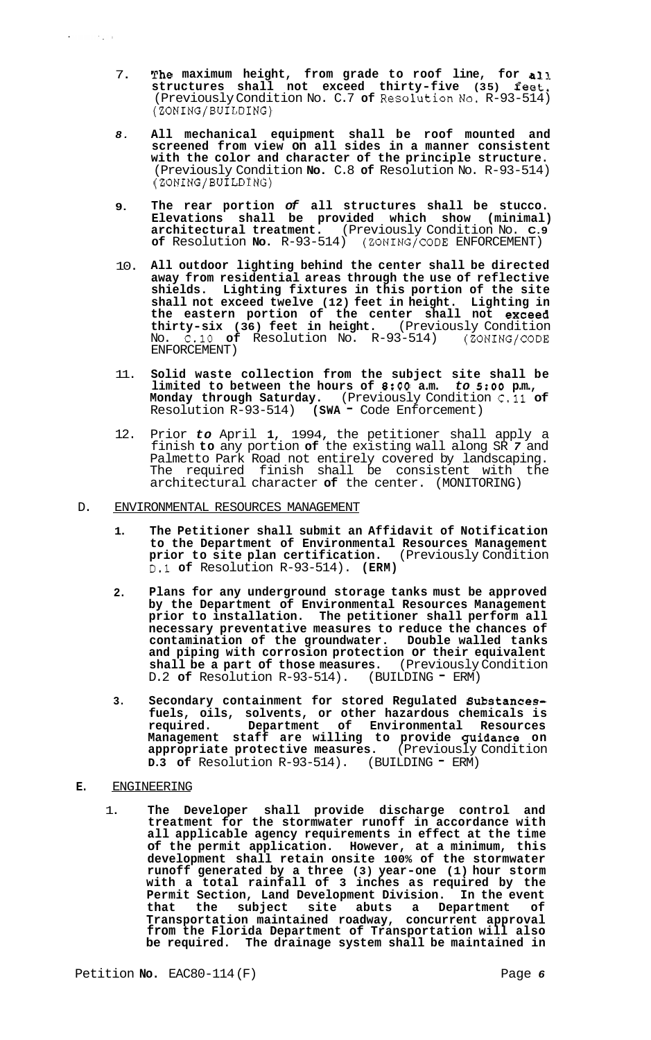7. **The maximum height, from grade to roof line, for all structures shall not exceed thirty-five (35) feet.** (Previously Condition No. C.7 **of** Resolution No. R-93-514) (ZONING/BUILDING)

8. **All mechanical equipment shall be roof mounted and screened from view on all sides in a manner consistent with the color and character of the principle structure.** (Previously Condition **No.** C.8 **of** Resolution No. R-93-514) (ZONING/BUILDING)

9. **The rear portion *of* all structures shall be stucco. Elevations shall be provided which show (minimal) architectural treatment.** (Previously Condition No. **C.9 of** Resolution **No.** R-93-514) (ZONING/CODE ENFORCEMENT)

10. **All outdoor lighting behind the center shall be directed away from residential areas through the use of reflective shields. Lighting fixtures in this portion of the site shall not exceed twelve (12) feet in height. Lighting in the eastern portion of the center shall not exceed thirty-six (36) feet in height.** (Previously Condition No. C.10 **of** Resolution No. R-93-514) (ZONING/CODE ENFORCEMENT)

11. **Solid waste collection from the subject site shall be limited to between the hours of 8:00 a.m. *to* 5:00 p.m., Monday through Saturday.** (Previously Condition C.11 **of** Resolution R-93-514) **(SWA -** Code Enforcement)

12. Prior *to* April **1**, 1994, the petitioner shall apply a finish **to** any portion **of** the existing wall along SR *7* and Palmetto Park Road not entirely covered by landscaping. The required finish shall be consistent with the architectural character **of** the center. (MONITORING)

D. ENVIRONMENTAL RESOURCES MANAGEMENT

1. **The Petitioner shall submit an Affidavit of Notification to the Department of Environmental Resources Management prior to site plan certification.** (Previously Condition D.1 **of** Resolution R-93-514). **(ERM)**

2. **Plans for any underground storage tanks must be approved by the Department of Environmental Resources Management prior to installation. The petitioner shall perform all necessary preventative measures to reduce the chances of contamination of the groundwater. Double walled tanks and piping with corrosion protection or their equivalent shall be a part of those measures.** (Previously Condition D.2 **of** Resolution R-93-514). (BUILDING - ERM)

3. **Secondary containment for stored Regulated Substances-fuels, oils, solvents, or other hazardous chemicals is required. Department of Environmental Resources Management staff are willing to provide guidance on appropriate protective measures.** (Previously Condition **D.3 of** Resolution R-93-514). (BUILDING - ERM)

**E.** ENGINEERING

1. **The Developer shall provide discharge control and treatment for the stormwater runoff in accordance with all applicable agency requirements in effect at the time of the permit application. However, at a minimum, this development shall retain onsite 100% of the stormwater runoff generated by a three (3) year-one (1) hour storm with a total rainfall of 3 inches as required by the Permit Section, Land Development Division. In the event that the subject site abuts a Department of Transportation maintained roadway, concurrent approval from the Florida Department of Transportation will also be required. The drainage system shall be maintained in**

Petition **No.** EAC80-114(F)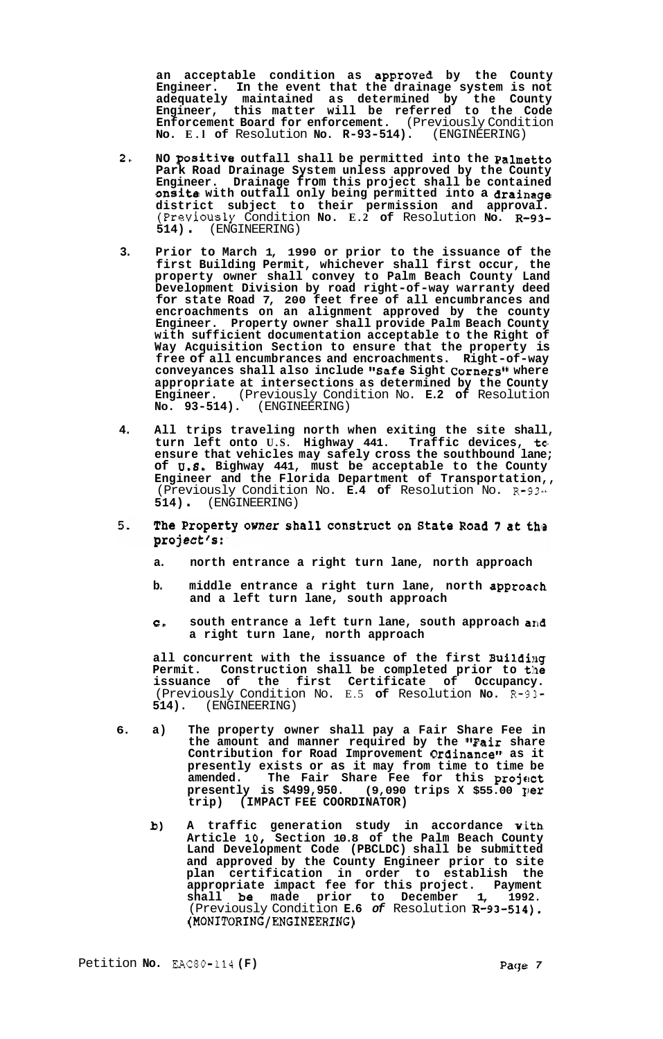**an acceptable condition as approved by the County Engineer. In the event that the drainage system is not adequately maintained as determined by the County Engineer, this matter will be referred to the Code Enforcement Board for enforcement.** (Previously Condition **No. E.1 of** Resolution **No. R-93-514).** (ENGINEERING)

2. **NO positive outfall shall be permitted into the Palmetto Park Road Drainage System unless approved by the County Engineer. Drainage from this project shall be contained onsite with outfall only being permitted into a drainage district subject to their permission and approval.** (Previously Condition **No. E.2 of** Resolution **No. R-93-514).** (ENGINEERING)

3. **Prior to March 1, 1990 or prior to the issuance of the first Building Permit, whichever shall first occur, the property owner shall convey to Palm Beach County Land Development Division by road right-of-way warranty deed for state Road 7, 200 feet free of all encumbrances and encroachments on an alignment approved by the county Engineer. Property owner shall provide Palm Beach County with sufficient documentation acceptable to the Right of Way Acquisition Section to ensure that the property is free of all encumbrances and encroachments. Right-of-way conveyances shall also include "Safe Sight Corners" where appropriate at intersections as determined by the County Engineer.** (Previously Condition No. **E.2 of** Resolution **No. 93-514).** (ENGINEERING)

4. **All trips traveling north when exiting the site shall, turn left onto U.S. Highway 441. Traffic devices, to ensure that vehicles may safely cross the southbound lane; of U.S. Highway 441, must be acceptable to the County Engineer and the Florida Department of Transportation,,** (Previously Condition No. **E.4 of** Resolution No. **R-93-514).** (ENGINEERING)

5. **The Property owner shall construct on State Road 7 at the project's:**

   a. **north entrance a right turn lane, north approach**

   b. **middle entrance a right turn lane, north approach and a left turn lane, south approach**

   c. **south entrance a left turn lane, south approach and a right turn lane, north approach**

   **all concurrent with the issuance of the first Building Permit. Construction shall be completed prior to the issuance of the first Certificate of Occupancy.** (Previously Condition No. E.5 **of** Resolution **No. R-93-514).** (ENGINEERING)

6. a) **The property owner shall pay a Fair Share Fee in the amount and manner required by the "Fair share Contribution for Road Improvement Ordinance" as it presently exists or as it may from time to time be amended. The Fair Share Fee for this project presently is $499,950. (9,090 trips X $55.00 per trip) (IMPACT FEE COORDINATOR)**

   b) **A traffic generation study in accordance with Article 10, Section 10.8 of the Palm Beach County Land Development Code (PBCLDC) shall be submitted and approved by the County Engineer prior to site plan certification in order to establish the appropriate impact fee for this project. Payment shall be made prior to December 1, 1992.** (Previously Condition **E.6** *of* Resolution **R-93-514). (MONITORING/ENGINEERING)**

Petition **No.** EAC80-114 **(F)**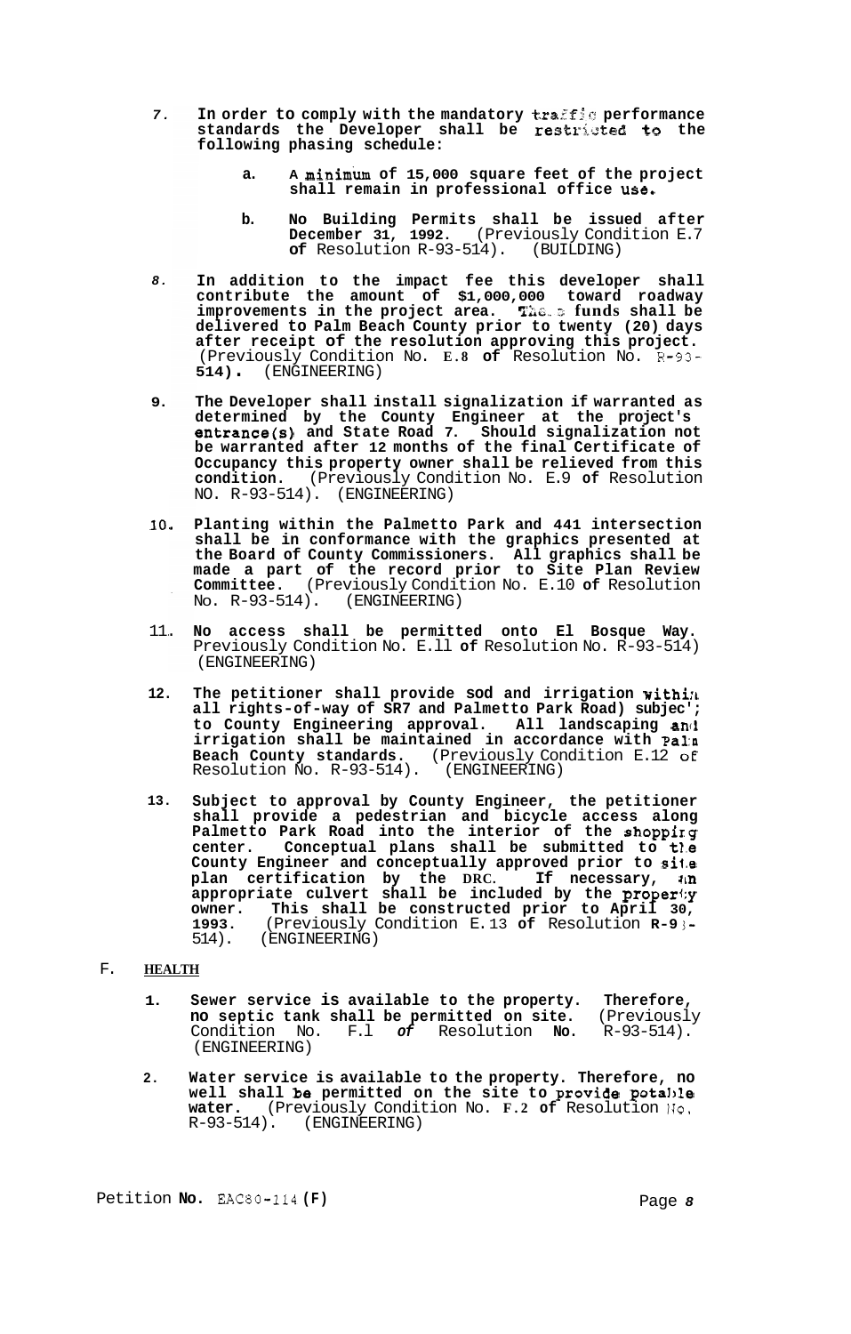7. **In order to comply with the mandatory traffic performance standards the Developer shall be restricted to the following phasing schedule:**

   a. **A minimum of 15,000 square feet of the project shall remain in professional office use.**

   b. **No Building Permits shall be issued after December 31, 1992.** (Previously Condition E.7 **of** Resolution R-93-514). (BUILDING)

8. **In addition to the impact fee this developer shall contribute the amount of $1,000,000 toward roadway improvements in the project area. These funds shall be delivered to Palm Beach County prior to twenty (20) days after receipt of the resolution approving this project.** (Previously Condition No. **E.8 of** Resolution No. R-93-**514).** (ENGINEERING)

9. **The Developer shall install signalization if warranted as determined by the County Engineer at the project's entrance(s) and State Road 7. Should signalization not be warranted after 12 months of the final Certificate of Occupancy this property owner shall be relieved from this condition.** (Previously Condition No. E.9 **of** Resolution NO. R-93-514). (ENGINEERING)

10. **Planting within the Palmetto Park and 441 intersection shall be in conformance with the graphics presented at the Board of County Commissioners. All graphics shall be made a part of the record prior to Site Plan Review Committee.** (Previously Condition No. E.10 **of** Resolution No. R-93-514). (ENGINEERING)

11. **No access shall be permitted onto El Bosque Way.** Previously Condition No. E.11 **of** Resolution No. R-93-514) (ENGINEERING)

12. **The petitioner shall provide sod and irrigation within all rights-of-way of SR7 and Palmetto Park Road) subject to County Engineering approval. All landscaping and irrigation shall be maintained in accordance with Palm Beach County standards.** (Previously Condition E.12 of Resolution No. R-93-514). (ENGINEERING)

13. **Subject to approval by County Engineer, the petitioner shall provide a pedestrian and bicycle access along Palmetto Park Road into the interior of the shopping center. Conceptual plans shall be submitted to the County Engineer and conceptually approved prior to site plan certification by the DRC. If necessary, an appropriate culvert shall be included by the property owner. This shall be constructed prior to April 30, 1993.** (Previously Condition E.13 **of** Resolution **R-93-**514). (ENGINEERING)

F. **HEALTH**

1. **Sewer service is available to the property. Therefore, no septic tank shall be permitted on site.** (Previously Condition No. F.1 ***of*** Resolution **No.** R-93-514). (ENGINEERING)

2. **Water service is available to the property. Therefore, no well shall be permitted on the site to provide potable water.** (Previously Condition No. **F.2 of** Resolution No. R-93-514). (ENGINEERING)

Petition **No.** EAC80-114 **(F)**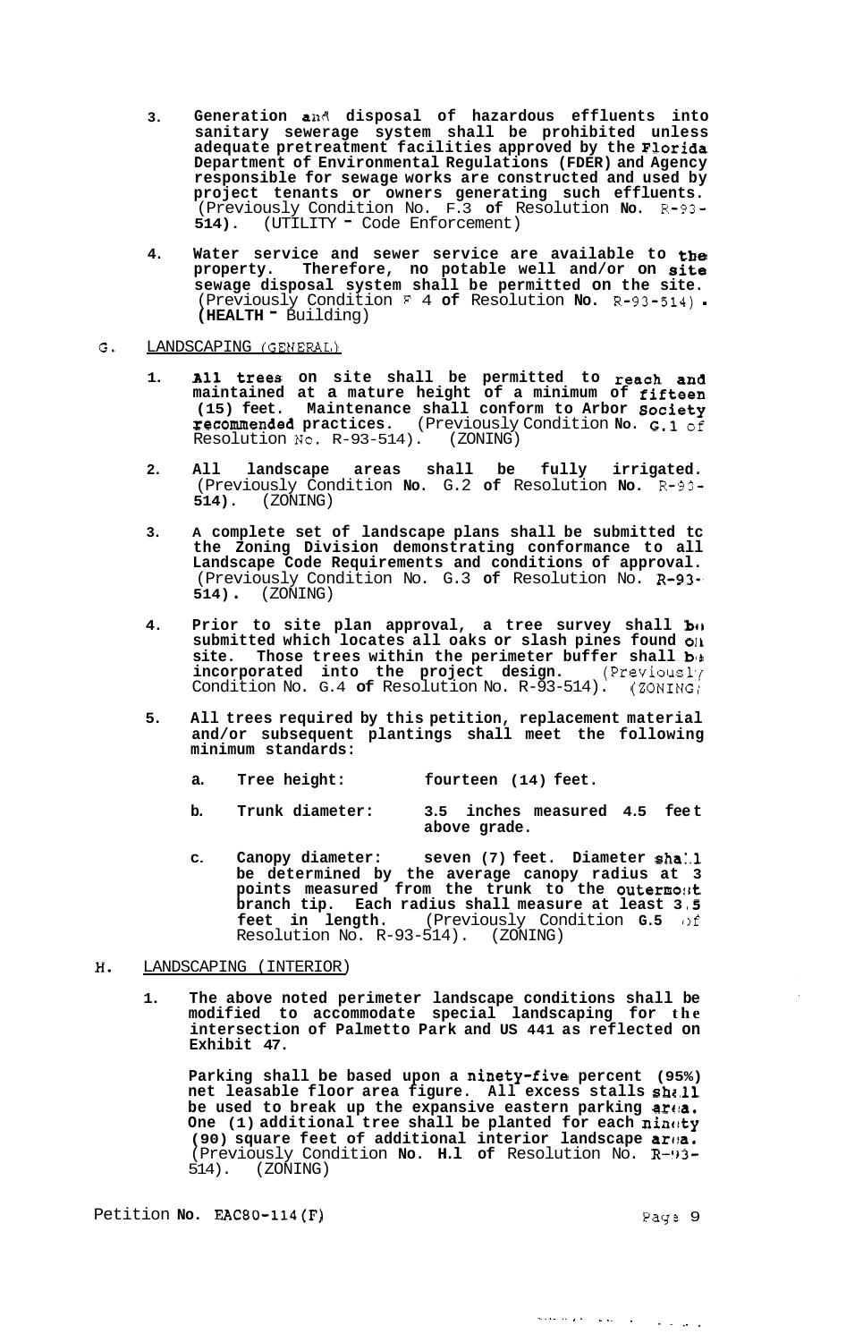3. **Generation and disposal of hazardous effluents into sanitary sewerage system shall be prohibited unless adequate pretreatment facilities approved by the Florida Department of Environmental Regulations (FDER) and Agency responsible for sewage works are constructed and used by project tenants or owners generating such effluents.** (Previously Condition No. F.3 **of** Resolution **No.** R-93-**514).** (UTILITY - Code Enforcement)

4. **Water service and sewer service are available to the property. Therefore, no potable well and/or on site sewage disposal system shall be permitted on the site.** (Previously Condition F 4 **of** Resolution **No.** R-93-514). **(HEALTH -** Building)

G. LANDSCAPING (GENERAL)

1. **All trees on site shall be permitted to reach and maintained at a mature height of a minimum of fifteen (15) feet. Maintenance shall conform to Arbor Society recommended practices.** (Previously Condition **No.** G.1 of Resolution No. R-93-514). (ZONING)

2. **All landscape areas shall be fully irrigated.** (Previously Condition **No.** G.2 **of** Resolution **No.** R-93-**514).** (ZONING)

3. **A complete set of landscape plans shall be submitted to the Zoning Division demonstrating conformance to all Landscape Code Requirements and conditions of approval.** (Previously Condition No. G.3 **of** Resolution No. R-93-**514).** (ZONING)

4. **Prior to site plan approval, a tree survey shall be submitted which locates all oaks or slash pines found on site. Those trees within the perimeter buffer shall be incorporated into the project design.** (Previously Condition No. G.4 **of** Resolution No. R-93-514). (ZONING)

5. **All trees required by this petition, replacement material and/or subsequent plantings shall meet the following minimum standards:**

   a. **Tree height:** **fourteen (14) feet.**

   b. **Trunk diameter:** **3.5 inches measured 4.5 feet above grade.**

   c. **Canopy diameter: seven (7) feet. Diameter shall be determined by the average canopy radius at 3 points measured from the trunk to the outermost branch tip. Each radius shall measure at least 3.5 feet in length.** (Previously Condition **G.5** of Resolution No. R-93-514). (ZONING)

H. LANDSCAPING (INTERIOR)

1. **The above noted perimeter landscape conditions shall be modified to accommodate special landscaping for the intersection of Palmetto Park and US 441 as reflected on Exhibit 47.**

   **Parking shall be based upon a ninety-five percent (95%) net leasable floor area figure. All excess stalls shall be used to break up the expansive eastern parking area. One (1) additional tree shall be planted for each ninety (90) square feet of additional interior landscape area.** (Previously Condition **No. H.1 of** Resolution No. R-93-514). (ZONING)

Petition **No. EAC80-114(F)**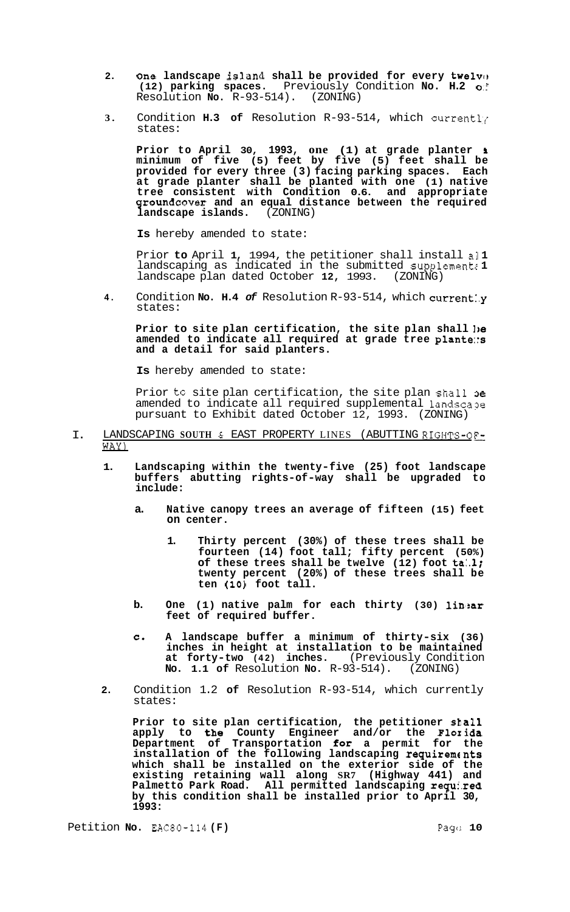2. **One landscape island shall be provided for every twelve (12) parking spaces.** Previously Condition **No. H.2** of Resolution **No.** R-93-514). (ZONING)

3. Condition **H.3 of** Resolution R-93-514, which currently states:

   **Prior to April 30, 1993, one (1) at grade planter a minimum of five (5) feet by five (5) feet shall be provided for every three (3) facing parking spaces. Each at grade planter shall be planted with one (1) native tree consistent with Condition 0.6. and appropriate groundcover and an equal distance between the required landscape islands.** (ZONING)

   **Is** hereby amended to state:

   Prior **to** April **1**, 1994, the petitioner shall install all landscaping as indicated in the submitted supplemental landscape plan dated October **12**, 1993. (ZONING)

4. Condition **No. H.4** ***of*** Resolution R-93-514, which currently states:

   **Prior to site plan certification, the site plan shall be amended to indicate all required at grade tree planters and a detail for said planters.**

   **Is** hereby amended to state:

   Prior to site plan certification, the site plan shall be amended to indicate all required supplemental landscape pursuant to Exhibit dated October 12, 1993. (ZONING)

I. <u>LANDSCAPING SOUTH & EAST PROPERTY LINES (ABUTTING RIGHTS-OF-WAY)</u>

1. **Landscaping within the twenty-five (25) foot landscape buffers abutting rights-of-way shall be upgraded to include:**

   a. **Native canopy trees an average of fifteen (15) feet on center.**

      1. **Thirty percent (30%) of these trees shall be fourteen (14) foot tall; fifty percent (50%) of these trees shall be twelve (12) foot tall; twenty percent (20%) of these trees shall be ten (10) foot tall.**

   b. **One (1) native palm for each thirty (30) linear feet of required buffer.**

   c. **A landscape buffer a minimum of thirty-six (36) inches in height at installation to be maintained at forty-two (42) inches.** (Previously Condition **No. 1.1 of** Resolution **No.** R-93-514). (ZONING)

2. Condition 1.2 **of** Resolution R-93-514, which currently states:

   **Prior to site plan certification, the petitioner shall apply to the County Engineer and/or the Florida Department of Transportation for a permit for the installation of the following landscaping requirements which shall be installed on the exterior side of the existing retaining wall along SR7 (Highway 441) and Palmetto Park Road. All permitted landscaping required by this condition shall be installed prior to April 30, 1993:**

Petition **No.** EAC80-114 **(F)**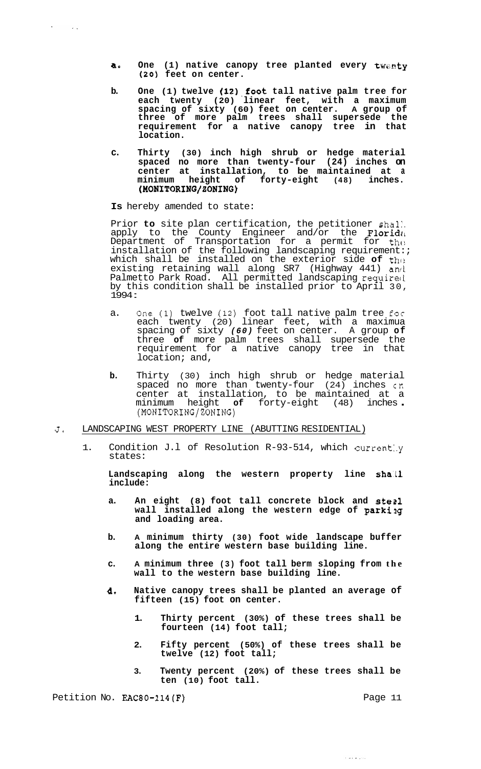a. **One (1) native canopy tree planted every twenty (20) feet on center.**

b. **One (1) twelve (12) foot tall native palm tree for each twenty (20) linear feet, with a maximum spacing of sixty (60) feet on center. A group of three of more palm trees shall supersede the requirement for a native canopy tree in that location.**

c. **Thirty (30) inch high shrub or hedge material spaced no more than twenty-four (24) inches on center at installation, to be maintained at a minimum height of forty-eight (48) inches. (MONITORING/ZONING)**

**Is** hereby amended to state:

Prior **to** site plan certification, the petitioner shall apply to the County Engineer and/or the Florida Department of Transportation for a permit for the installation of the following landscaping requirement:; which shall be installed on the exterior side **of** the existing retaining wall along SR7 (Highway 441) and Palmetto Park Road. All permitted landscaping required by this condition shall be installed prior to April 30, 1994:

a. One (1) twelve (12) foot tall native palm tree for each twenty (20) linear feet, with a maximua spacing of sixty *(60)* feet on center. A group **of** three **of** more palm trees shall supersede the requirement for a native canopy tree in that location; and,

b. Thirty (30) inch high shrub or hedge material spaced no more than twenty-four (24) inches on center at installation, to be maintained at a minimum height **of** forty-eight (48) inches. (MONITORING/ZONING)

J. LANDSCAPING WEST PROPERTY LINE (ABUTTING RESIDENTIAL)

1. Condition J.1 of Resolution R-93-514, which currently states:

   **Landscaping along the western property line shall include:**

   a. **An eight (8) foot tall concrete block and steel wall installed along the western edge of parking and loading area.**

   b. **A minimum thirty (30) foot wide landscape buffer along the entire western base building line.**

   c. **A minimum three (3) foot tall berm sloping from the wall to the western base building line.**

   d. **Native canopy trees shall be planted an average of fifteen (15) foot on center.**

      1. **Thirty percent (30%) of these trees shall be fourteen (14) foot tall;**

      2. **Fifty percent (50%) of these trees shall be twelve (12) foot tall;**

      3. **Twenty percent (20%) of these trees shall be ten (10) foot tall.**

Petition No. EAC80-114(F)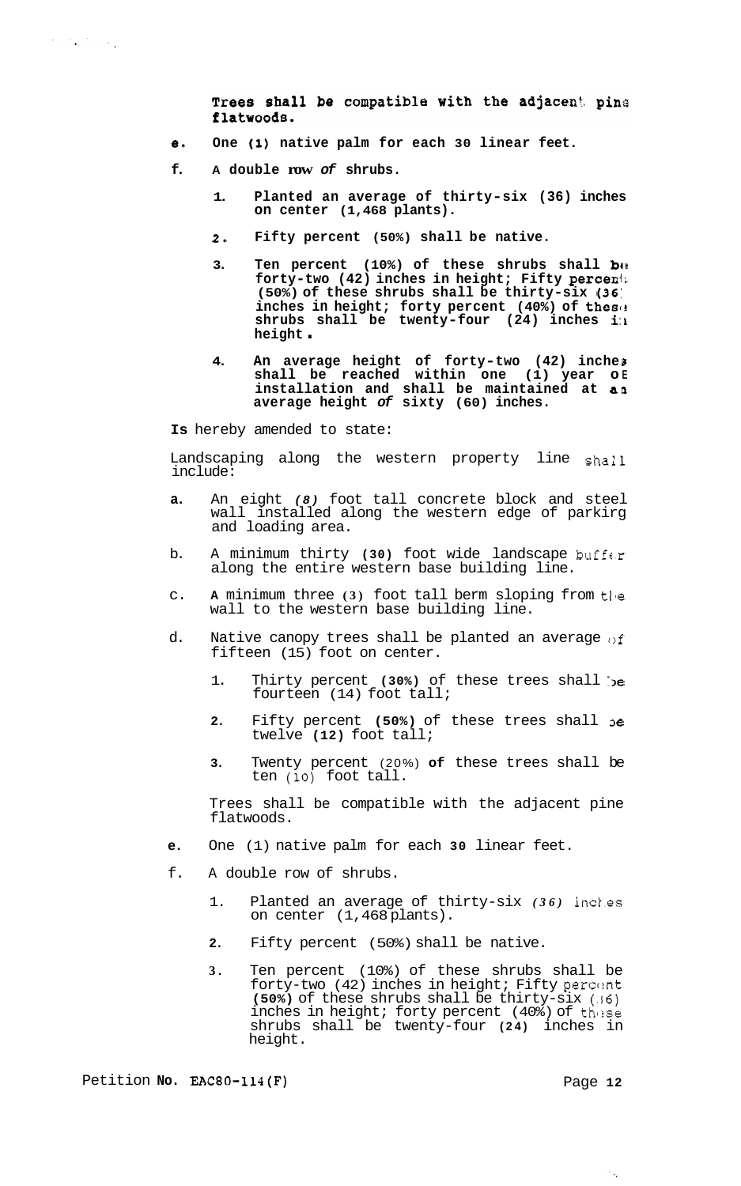**Trees shall be compatible with the adjacent pine flatwoods.**

**e. One (1) native palm for each 30 linear feet.**

**f. A double row of shrubs.**

1. **Planted an average of thirty-six (36) inches on center (1,468 plants).**
2. **Fifty percent (50%) shall be native.**
3. **Ten percent (10%) of these shrubs shall be forty-two (42) inches in height; Fifty percent (50%) of these shrubs shall be thirty-six (36) inches in height; forty percent (40%) of these shrubs shall be twenty-four (24) inches in height.**
4. **An average height of forty-two (42) inches shall be reached within one (1) year of installation and shall be maintained at an average height of sixty (60) inches.**

**Is** hereby amended to state:

Landscaping along the western property line shall include:

a. An eight (8) foot tall concrete block and steel wall installed along the western edge of parking and loading area.

b. A minimum thirty (30) foot wide landscape buffer along the entire western base building line.

c. A minimum three (3) foot tall berm sloping from the wall to the western base building line.

d. Native canopy trees shall be planted an average of fifteen (15) foot on center.

1. Thirty percent (30%) of these trees shall be fourteen (14) foot tall;
2. Fifty percent (50%) of these trees shall be twelve (12) foot tall;
3. Twenty percent (20%) of these trees shall be ten (10) foot tall.

Trees shall be compatible with the adjacent pine flatwoods.

e. One (1) native palm for each 30 linear feet.

f. A double row of shrubs.

1. Planted an average of thirty-six (36) inches on center (1,468 plants).
2. Fifty percent (50%) shall be native.
3. Ten percent (10%) of these shrubs shall be forty-two (42) inches in height; Fifty percent (50%) of these shrubs shall be thirty-six (36) inches in height; forty percent (40%) of these shrubs shall be twenty-four (24) inches in height.

Petition No. EAC80-114(F)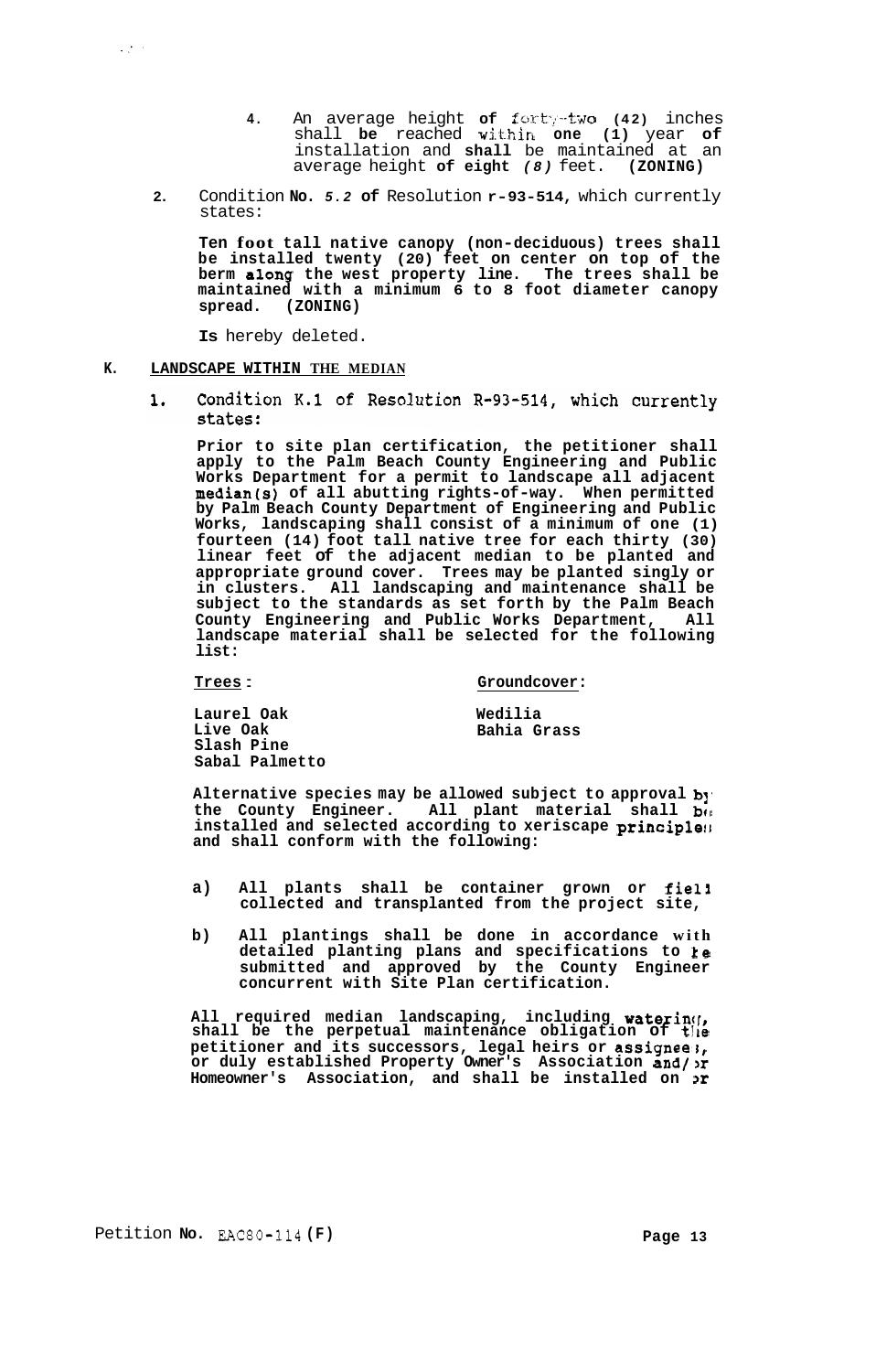4. An average height of forty-two (42) inches shall be reached within one (1) year of installation and shall be maintained at an average height of eight (8) feet. **(ZONING)**

2. Condition **No.** *5.2* **of** Resolution **r-93-514,** which currently states:

   **Ten foot tall native canopy (non-deciduous) trees shall be installed twenty (20) feet on center on top of the berm along the west property line. The trees shall be maintained with a minimum 6 to 8 foot diameter canopy spread. (ZONING)**

   **Is** hereby deleted.

**K. LANDSCAPE WITHIN THE MEDIAN**

1. Condition K.1 of Resolution R-93-514, which currently states:

   **Prior to site plan certification, the petitioner shall apply to the Palm Beach County Engineering and Public Works Department for a permit to landscape all adjacent median(s) of all abutting rights-of-way. When permitted by Palm Beach County Department of Engineering and Public Works, landscaping shall consist of a minimum of one (1) fourteen (14) foot tall native tree for each thirty (30) linear feet of the adjacent median to be planted and appropriate ground cover. Trees may be planted singly or in clusters. All landscaping and maintenance shall be subject to the standards as set forth by the Palm Beach County Engineering and Public Works Department, All landscape material shall be selected for the following list:**

   | **Trees:** | **Groundcover:** |
   |---|---|
   | **Laurel Oak** | **Wedilia** |
   | **Live Oak** | **Bahia Grass** |
   | **Slash Pine** | |
   | **Sabal Palmetto** | |

   **Alternative species may be allowed subject to approval by the County Engineer. All plant material shall be installed and selected according to xeriscape principles and shall conform with the following:**

   **a) All plants shall be container grown or field collected and transplanted from the project site,**

   **b) All plantings shall be done in accordance with detailed planting plans and specifications to be submitted and approved by the County Engineer concurrent with Site Plan certification.**

   **All required median landscaping, including watering, shall be the perpetual maintenance obligation of the petitioner and its successors, legal heirs or assignees, or duly established Property Owner's Association and/or Homeowner's Association, and shall be installed on or**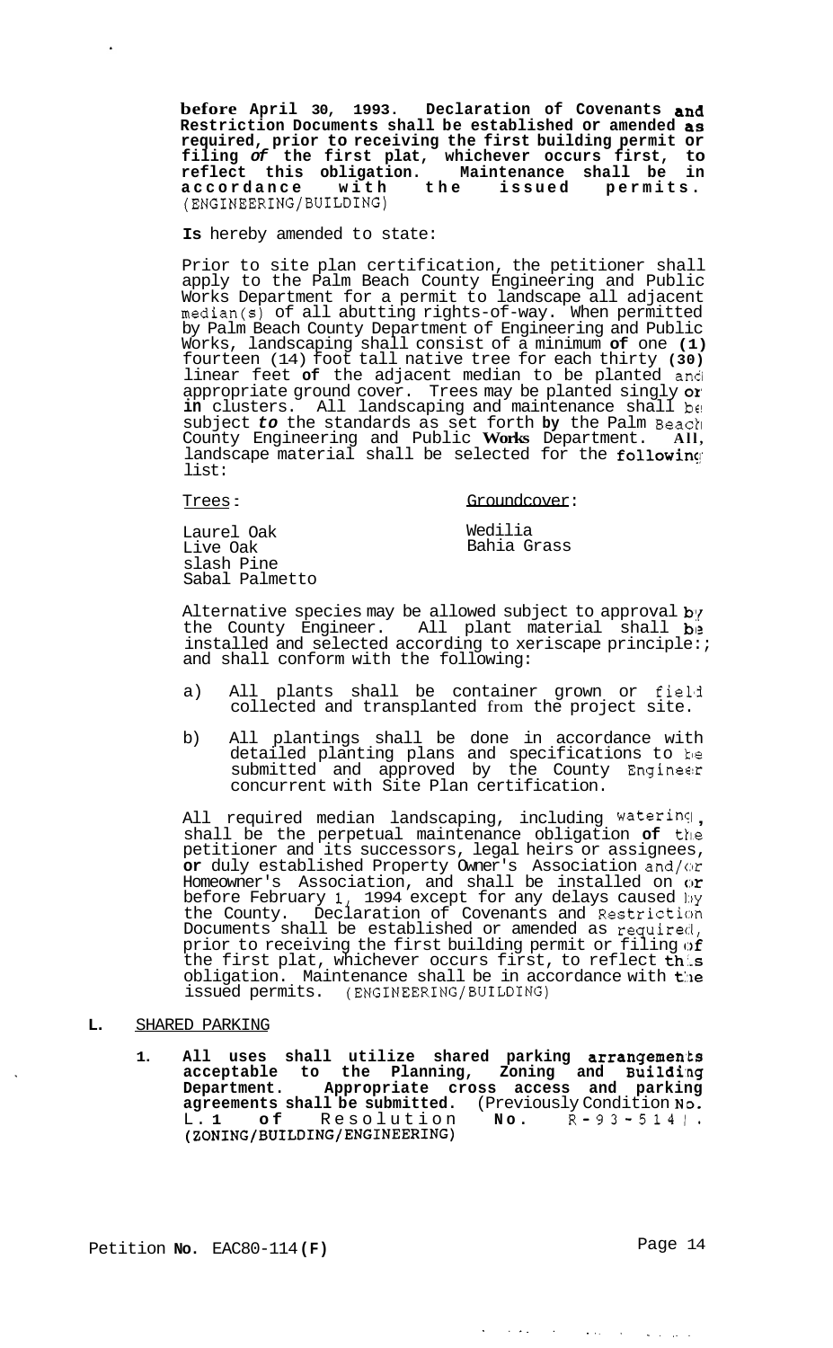**before April 30, 1993. Declaration of Covenants and Restriction Documents shall be established or amended as required, prior to receiving the first building permit or filing *of* the first plat, whichever occurs first, to reflect this obligation. Maintenance shall be in accordance with the issued permits.** (ENGINEERING/BUILDING)

**Is** hereby amended to state:

Prior to site plan certification, the petitioner shall apply to the Palm Beach County Engineering and Public Works Department for a permit to landscape all adjacent median(s) of all abutting rights-of-way. When permitted by Palm Beach County Department of Engineering and Public Works, landscaping shall consist of a minimum **of** one **(1)** fourteen (14) foot tall native tree for each thirty **(30)** linear feet **of** the adjacent median to be planted and appropriate ground cover. Trees may be planted singly **or in** clusters. All landscaping and maintenance shall be subject ***to*** the standards as set forth **by** the Palm Beach County Engineering and Public **Works** Department. **All,** landscape material shall be selected for the **following** list:

| Trees: | Groundcover: |
|---|---|
| Laurel Oak | Wedilia |
| Live Oak | Bahia Grass |
| slash Pine | |
| Sabal Palmetto | |

Alternative species may be allowed subject to approval by the County Engineer. All plant material shall be installed and selected according to xeriscape principles and shall conform with the following:

a) All plants shall be container grown or field collected and transplanted from the project site.

b) All plantings shall be done in accordance with detailed planting plans and specifications to be submitted and approved by the County Engineer concurrent with Site Plan certification.

All required median landscaping, including watering, shall be the perpetual maintenance obligation **of** the petitioner and its successors, legal heirs or assignees, **or** duly established Property Owner's Association and/or Homeowner's Association, and shall be installed on or before February 1, 1994 except for any delays caused by the County. Declaration of Covenants and Restriction Documents shall be established or amended as required, prior to receiving the first building permit or filing of the first plat, whichever occurs first, to reflect this obligation. Maintenance shall be in accordance with the issued permits. (ENGINEERING/BUILDING)

**L.** SHARED PARKING

1. **All uses shall utilize shared parking arrangements acceptable to the Planning, Zoning and Building Department. Appropriate cross access and parking agreements shall be submitted.** (Previously Condition **No.** L.**1 of** Resolution **No.** R-93-514). **(ZONING/BUILDING/ENGINEERING)**

Petition **No.** EAC80-114**(F)**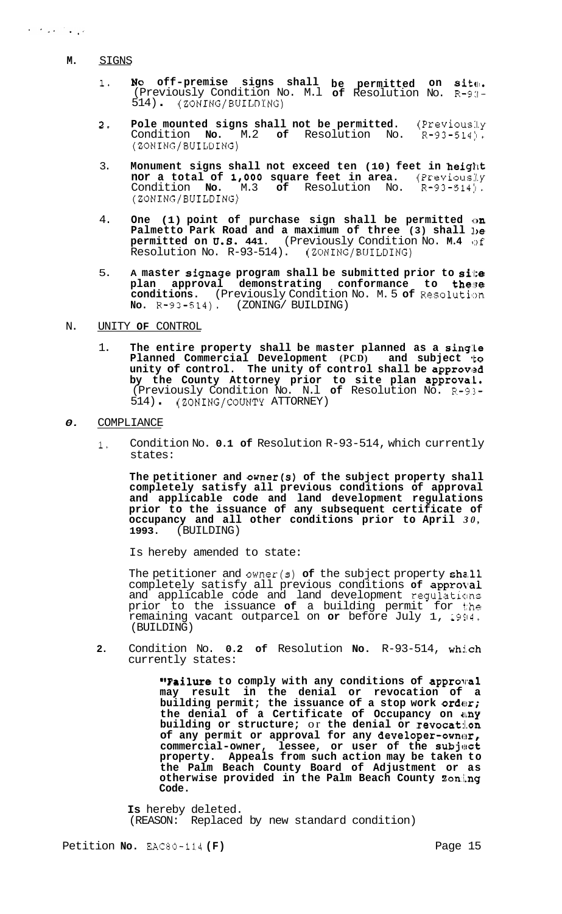## M. SIGNS

1. **No off-premise signs shall be permitted on site.** (Previously Condition No. M.1 **of** Resolution No. R-93-514). (ZONING/BUILDING)

2. **Pole mounted signs shall not be permitted.** (Previously Condition **No.** M.2 **of** Resolution No. R-93-514). (ZONING/BUILDING)

3. **Monument signs shall not exceed ten (10) feet in height nor a total of 1,000 square feet in area.** (Previously Condition **No.** M.3 **of** Resolution No. R-93-514). (ZONING/BUILDING)

4. **One (1) point of purchase sign shall be permitted on Palmetto Park Road and a maximum of three (3) shall be permitted on U.S. 441.** (Previously Condition No. **M.4** of Resolution No. R-93-514). (ZONING/BUILDING)

5. **A master signage program shall be submitted prior to site plan approval demonstrating conformance to these conditions.** (Previously Condition No. M.5 **of** Resolution **No.** R-93-514). (ZONING/ BUILDING)

## N. UNITY OF CONTROL

1. **The entire property shall be master planned as a single Planned Commercial Development (PCD) and subject to unity of control. The unity of control shall be approved by the County Attorney prior to site plan approval.** (Previously Condition No. N.1 **of** Resolution No. R-93-514). (ZONING/COUNTY ATTORNEY)

## O. COMPLIANCE

1. Condition No. **0.1 of** Resolution R-93-514, which currently states:

   **The petitioner and owner(s) of the subject property shall completely satisfy all previous conditions of approval and applicable code and land development regulations prior to the issuance of any subsequent certificate of occupancy and all other conditions prior to April 30, 1993.** (BUILDING)

   Is hereby amended to state:

   The petitioner and owner(s) **of** the subject property shall completely satisfy all previous conditions **of** approval and applicable code and land development regulations prior to the issuance **of** a building permit for the remaining vacant outparcel on **or** before July 1, 1994. (BUILDING)

2. Condition No. **0.2 of** Resolution **No.** R-93-514, which currently states:

   **"Failure to comply with any conditions of approval may result in the denial or revocation of a building permit; the issuance of a stop work order; the denial of a Certificate of Occupancy on any building or structure; or the denial or revocation of any permit or approval for any developer-owner, commercial-owner, lessee, or user of the subject property. Appeals from such action may be taken to the Palm Beach County Board of Adjustment or as otherwise provided in the Palm Beach County Zoning Code.**

   **Is** hereby deleted.
   (REASON: Replaced by new standard condition)

Petition **No.** EAC80-114 **(F)**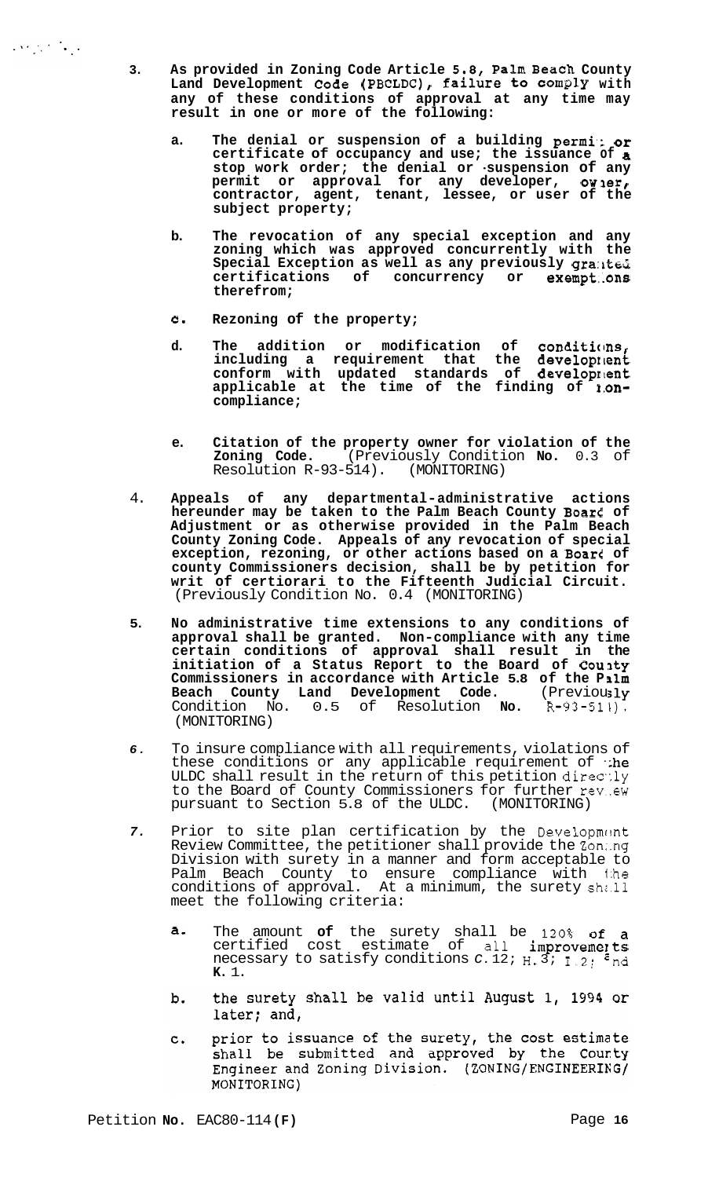3. **As provided in Zoning Code Article 5.8, Palm Beach County Land Development Code (PBCLDC), failure to comply with any of these conditions of approval at any time may result in one or more of the following:**

   a. **The denial or suspension of a building permit or certificate of occupancy and use; the issuance of a stop work order; the denial or suspension of any permit or approval for any developer, owner, contractor, agent, tenant, lessee, or user of the subject property;**

   b. **The revocation of any special exception and any zoning which was approved concurrently with the Special Exception as well as any previously granted certifications of concurrency or exemptions therefrom;**

   c. **Rezoning of the property;**

   d. **The addition or modification of conditions, including a requirement that the development conform with updated standards of development applicable at the time of the finding of non-compliance;**

   e. **Citation of the property owner for violation of the Zoning Code.** (Previously Condition **No.** 0.3 of Resolution R-93-514). (MONITORING)

4. **Appeals of any departmental-administrative actions hereunder may be taken to the Palm Beach County Board of Adjustment or as otherwise provided in the Palm Beach County Zoning Code. Appeals of any revocation of special exception, rezoning, or other actions based on a Board of county Commissioners decision, shall be by petition for writ of certiorari to the Fifteenth Judicial Circuit.** (Previously Condition No. 0.4 (MONITORING)

5. **No administrative time extensions to any conditions of approval shall be granted. Non-compliance with any time certain conditions of approval shall result in the initiation of a Status Report to the Board of County Commissioners in accordance with Article 5.8 of the Palm Beach County Land Development Code.** (Previously Condition No. 0.5 of Resolution **No.** R-93-514). (MONITORING)

6. To insure compliance with all requirements, violations of these conditions or any applicable requirement of the ULDC shall result in the return of this petition directly to the Board of County Commissioners for further review pursuant to Section 5.8 of the ULDC. (MONITORING)

7. Prior to site plan certification by the Development Review Committee, the petitioner shall provide the Zoning Division with surety in a manner and form acceptable to Palm Beach County to ensure compliance with the conditions of approval. At a minimum, the surety shall meet the following criteria:

   a. The amount **of** the surety shall be 120% of a certified cost estimate of all improvements necessary to satisfy conditions C.12; H.3; I.2; and **K.**1.

   b. the surety shall be valid until August 1, 1994 or later; and,

   c. prior to issuance of the surety, the cost estimate shall be submitted and approved by the County Engineer and Zoning Division. (ZONING/ENGINEERING/MONITORING)

Petition **No.** EAC80-114**(F)**